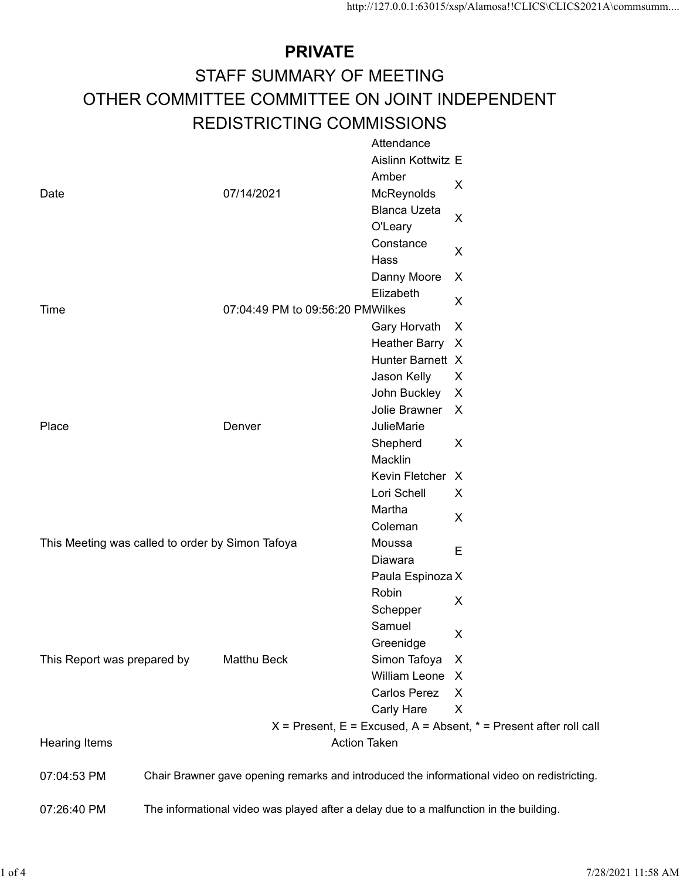# PRIVATE

## STAFF SUMMARY OF MEETING

## OTHER COMMITTEE COMMITTEE ON JOINT INDEPENDENT REDISTRICTING COMMISSIONS

| | |
|---|---|
| Date | 07/14/2021 |
| Time | 07:04:49 PM to 09:56:20 PM |
| Place | Denver |
| This Meeting was called to order by | Simon Tafoya |
| This Report was prepared by | Matthu Beck |

| Attendance | |
|---|---|
| Aislinn Kottwitz | E |
| Amber McReynolds | X |
| Blanca Uzeta O'Leary | X |
| Constance Hass | X |
| Danny Moore | X |
| Elizabeth Wilkes | X |
| Gary Horvath | X |
| Heather Barry | X |
| Hunter Barnett | X |
| Jason Kelly | X |
| John Buckley | X |
| Jolie Brawner | X |
| JulieMarie Shepherd Macklin | X |
| Kevin Fletcher | X |
| Lori Schell | X |
| Martha Coleman | X |
| Moussa Diawara | E |
| Paula Espinoza | X |
| Robin Schepper | X |
| Samuel Greenidge | X |
| Simon Tafoya | X |
| William Leone | X |
| Carlos Perez | X |
| Carly Hare | X |

X = Present, E = Excused, A = Absent, * = Present after roll call

| Hearing Items | Action Taken |
|---|---|
| | |

07:04:53 PM Chair Brawner gave opening remarks and introduced the informational video on redistricting.

07:26:40 PM The informational video was played after a delay due to a malfunction in the building.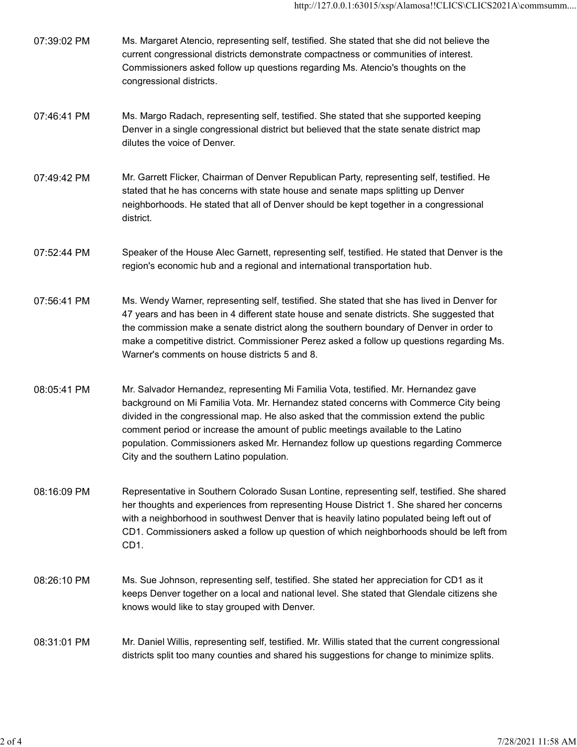| | |
|---|---|
| 07:39:02 PM | Ms. Margaret Atencio, representing self, testified. She stated that she did not believe the current congressional districts demonstrate compactness or communities of interest. Commissioners asked follow up questions regarding Ms. Atencio's thoughts on the congressional districts. |
| 07:46:41 PM | Ms. Margo Radach, representing self, testified. She stated that she supported keeping Denver in a single congressional district but believed that the state senate district map dilutes the voice of Denver. |
| 07:49:42 PM | Mr. Garrett Flicker, Chairman of Denver Republican Party, representing self, testified. He stated that he has concerns with state house and senate maps splitting up Denver neighborhoods. He stated that all of Denver should be kept together in a congressional district. |
| 07:52:44 PM | Speaker of the House Alec Garnett, representing self, testified. He stated that Denver is the region's economic hub and a regional and international transportation hub. |
| 07:56:41 PM | Ms. Wendy Warner, representing self, testified. She stated that she has lived in Denver for 47 years and has been in 4 different state house and senate districts. She suggested that the commission make a senate district along the southern boundary of Denver in order to make a competitive district. Commissioner Perez asked a follow up questions regarding Ms. Warner's comments on house districts 5 and 8. |
| 08:05:41 PM | Mr. Salvador Hernandez, representing Mi Familia Vota, testified. Mr. Hernandez gave background on Mi Familia Vota. Mr. Hernandez stated concerns with Commerce City being divided in the congressional map. He also asked that the commission extend the public comment period or increase the amount of public meetings available to the Latino population. Commissioners asked Mr. Hernandez follow up questions regarding Commerce City and the southern Latino population. |
| 08:16:09 PM | Representative in Southern Colorado Susan Lontine, representing self, testified. She shared her thoughts and experiences from representing House District 1. She shared her concerns with a neighborhood in southwest Denver that is heavily latino populated being left out of CD1. Commissioners asked a follow up question of which neighborhoods should be left from CD1. |
| 08:26:10 PM | Ms. Sue Johnson, representing self, testified. She stated her appreciation for CD1 as it keeps Denver together on a local and national level. She stated that Glendale citizens she knows would like to stay grouped with Denver. |
| 08:31:01 PM | Mr. Daniel Willis, representing self, testified. Mr. Willis stated that the current congressional districts split too many counties and shared his suggestions for change to minimize splits. |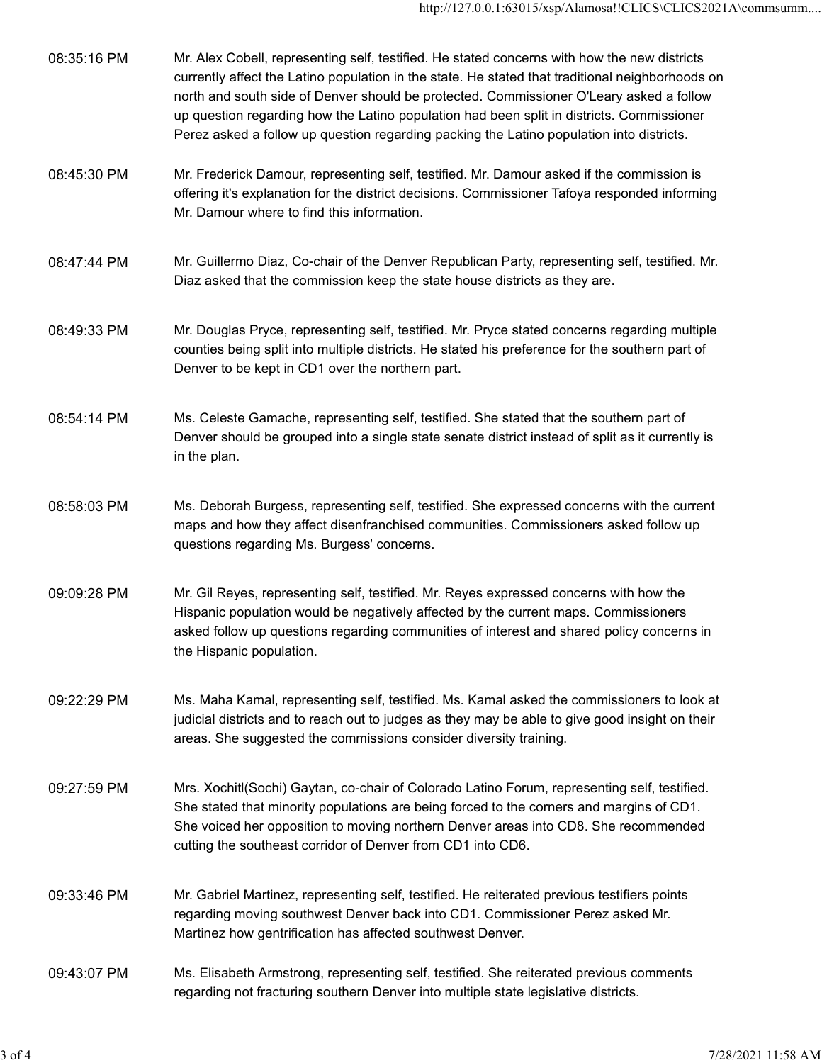| | |
|---|---|
| 08:35:16 PM | Mr. Alex Cobell, representing self, testified. He stated concerns with how the new districts currently affect the Latino population in the state. He stated that traditional neighborhoods on north and south side of Denver should be protected. Commissioner O'Leary asked a follow up question regarding how the Latino population had been split in districts. Commissioner Perez asked a follow up question regarding packing the Latino population into districts. |
| 08:45:30 PM | Mr. Frederick Damour, representing self, testified. Mr. Damour asked if the commission is offering it's explanation for the district decisions. Commissioner Tafoya responded informing Mr. Damour where to find this information. |
| 08:47:44 PM | Mr. Guillermo Diaz, Co-chair of the Denver Republican Party, representing self, testified. Mr. Diaz asked that the commission keep the state house districts as they are. |
| 08:49:33 PM | Mr. Douglas Pryce, representing self, testified. Mr. Pryce stated concerns regarding multiple counties being split into multiple districts. He stated his preference for the southern part of Denver to be kept in CD1 over the northern part. |
| 08:54:14 PM | Ms. Celeste Gamache, representing self, testified. She stated that the southern part of Denver should be grouped into a single state senate district instead of split as it currently is in the plan. |
| 08:58:03 PM | Ms. Deborah Burgess, representing self, testified. She expressed concerns with the current maps and how they affect disenfranchised communities. Commissioners asked follow up questions regarding Ms. Burgess' concerns. |
| 09:09:28 PM | Mr. Gil Reyes, representing self, testified. Mr. Reyes expressed concerns with how the Hispanic population would be negatively affected by the current maps. Commissioners asked follow up questions regarding communities of interest and shared policy concerns in the Hispanic population. |
| 09:22:29 PM | Ms. Maha Kamal, representing self, testified. Ms. Kamal asked the commissioners to look at judicial districts and to reach out to judges as they may be able to give good insight on their areas. She suggested the commissions consider diversity training. |
| 09:27:59 PM | Mrs. Xochitl(Sochi) Gaytan, co-chair of Colorado Latino Forum, representing self, testified. She stated that minority populations are being forced to the corners and margins of CD1. She voiced her opposition to moving northern Denver areas into CD8. She recommended cutting the southeast corridor of Denver from CD1 into CD6. |
| 09:33:46 PM | Mr. Gabriel Martinez, representing self, testified. He reiterated previous testifiers points regarding moving southwest Denver back into CD1. Commissioner Perez asked Mr. Martinez how gentrification has affected southwest Denver. |
| 09:43:07 PM | Ms. Elisabeth Armstrong, representing self, testified. She reiterated previous comments regarding not fracturing southern Denver into multiple state legislative districts. |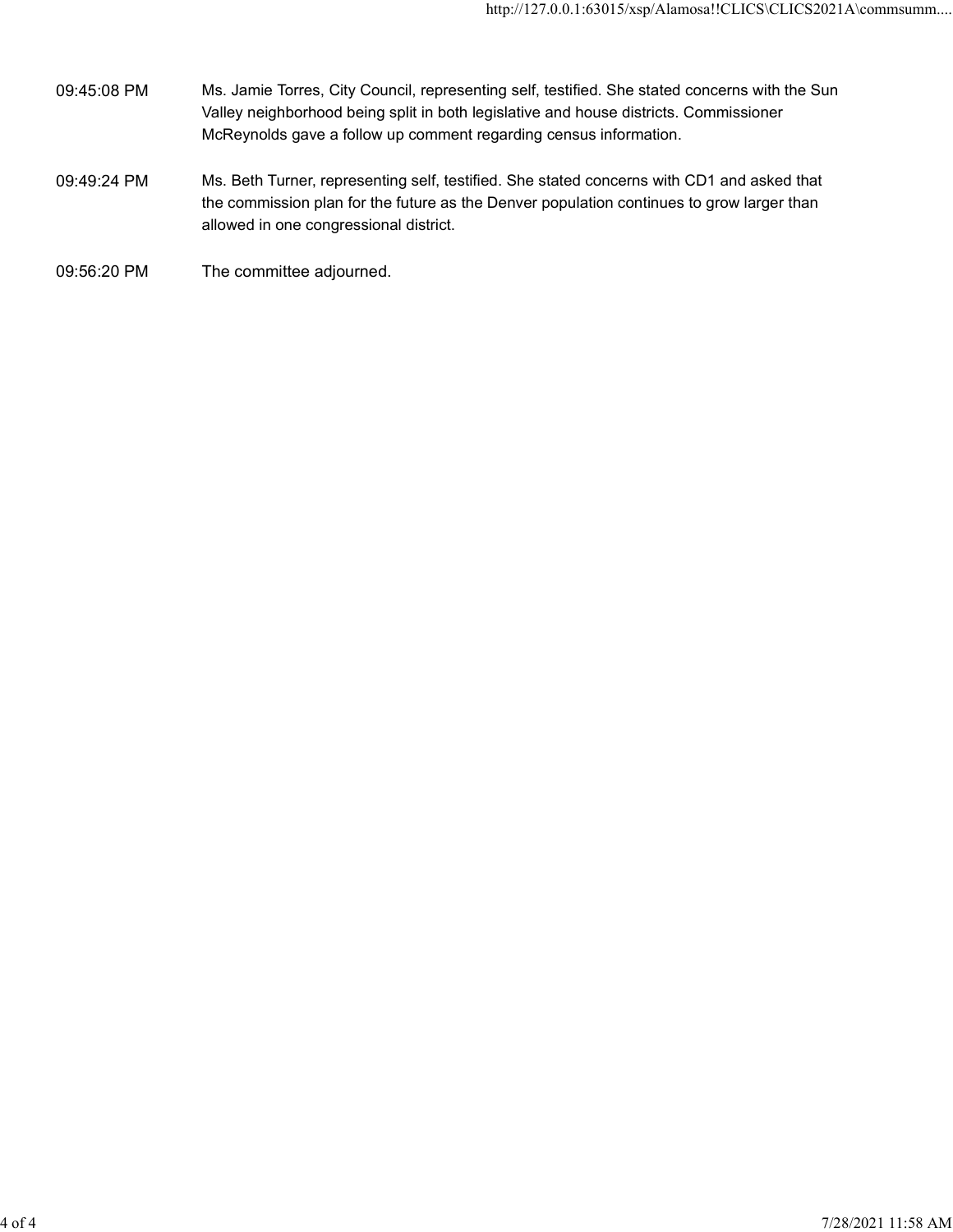| | |
|---|---|
| 09:45:08 PM | Ms. Jamie Torres, City Council, representing self, testified. She stated concerns with the Sun Valley neighborhood being split in both legislative and house districts. Commissioner McReynolds gave a follow up comment regarding census information. |
| 09:49:24 PM | Ms. Beth Turner, representing self, testified. She stated concerns with CD1 and asked that the commission plan for the future as the Denver population continues to grow larger than allowed in one congressional district. |
| 09:56:20 PM | The committee adjourned. |